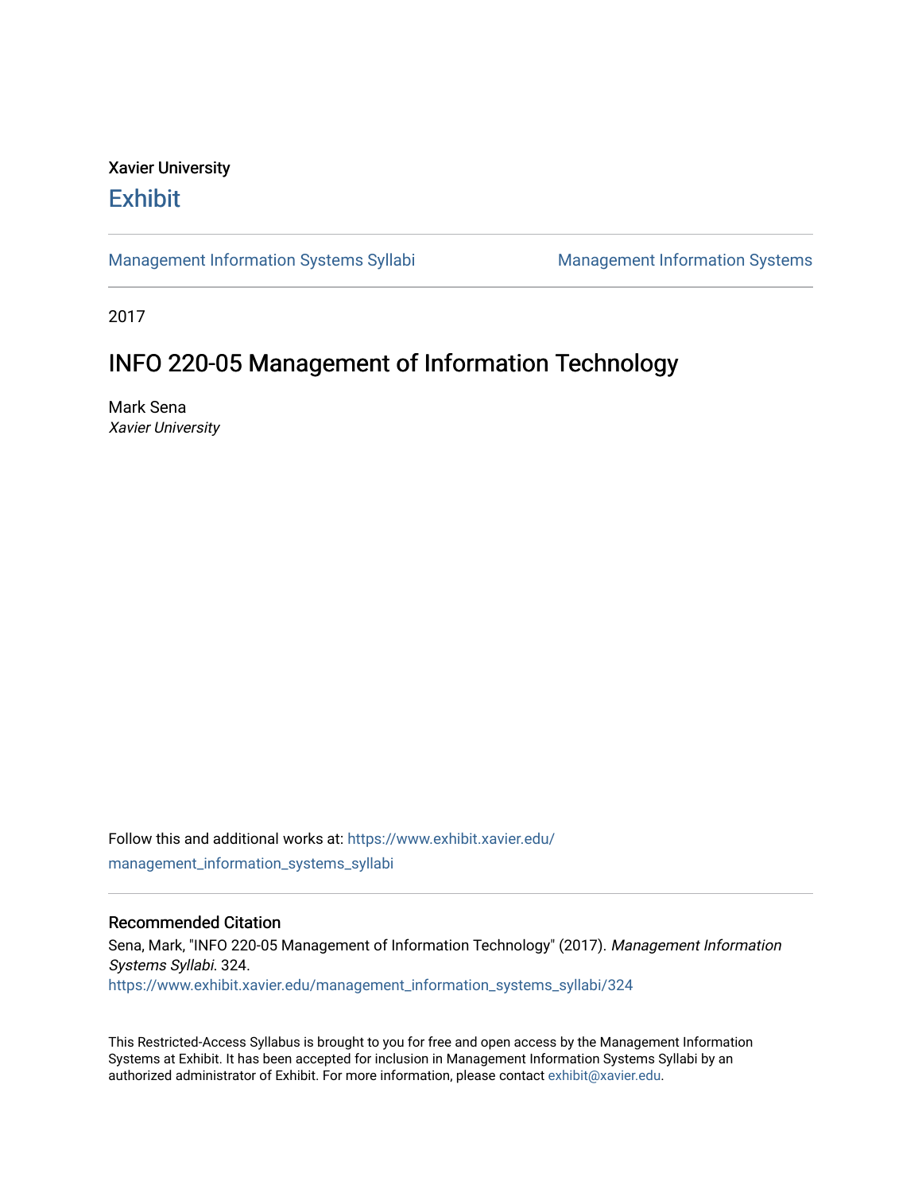Xavier University

# Exhibit

Management Information Systems Syllabi | Management Information Systems

2017

## INFO 220-05 Management of Information Technology

Mark Sena
*Xavier University*

Follow this and additional works at: https://www.exhibit.xavier.edu/management_information_systems_syllabi

### Recommended Citation

Sena, Mark, "INFO 220-05 Management of Information Technology" (2017). *Management Information Systems Syllabi*. 324.
https://www.exhibit.xavier.edu/management_information_systems_syllabi/324

This Restricted-Access Syllabus is brought to you for free and open access by the Management Information Systems at Exhibit. It has been accepted for inclusion in Management Information Systems Syllabi by an authorized administrator of Exhibit. For more information, please contact exhibit@xavier.edu.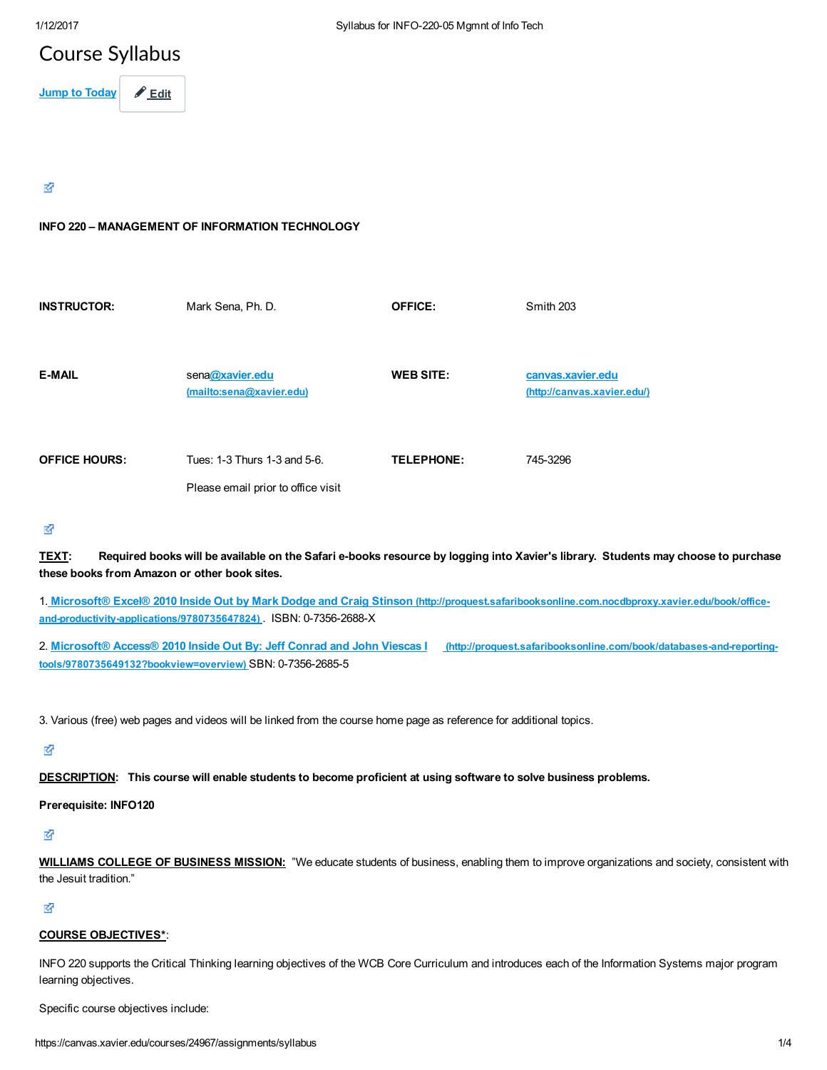# Course Syllabus

Jump to Today | Edit

**INFO 220 – MANAGEMENT OF INFORMATION TECHNOLOGY**

| | | | |
|---|---|---|---|
| **INSTRUCTOR:** | Mark Sena, Ph. D. | **OFFICE:** | Smith 203 |
| **E-MAIL** | sena@xavier.edu (mailto:sena@xavier.edu) | **WEB SITE:** | canvas.xavier.edu (http://canvas.xavier.edu/) |
| **OFFICE HOURS:** | Tues: 1-3 Thurs 1-3 and 5-6. Please email prior to office visit | **TELEPHONE:** | 745-3296 |

**TEXT**: **Required books will be available on the Safari e-books resource by logging into Xavier's library. Students may choose to purchase these books from Amazon or other book sites.**

1. Microsoft® Excel® 2010 Inside Out by Mark Dodge and Craig Stinson (http://proquest.safaribooksonline.com.nocdbproxy.xavier.edu/book/office-and-productivity-applications/9780735647824) . ISBN: 0-7356-2688-X

2. Microsoft® Access® 2010 Inside Out By: Jeff Conrad and John Viescas I (http://proquest.safaribooksonline.com/book/databases-and-reporting-tools/9780735649132?bookview=overview) SBN: 0-7356-2685-5

3. Various (free) web pages and videos will be linked from the course home page as reference for additional topics.

**DESCRIPTION**: **This course will enable students to become proficient at using software to solve business problems.**

**Prerequisite: INFO120**

**WILLIAMS COLLEGE OF BUSINESS MISSION:** "We educate students of business, enabling them to improve organizations and society, consistent with the Jesuit tradition."

**COURSE OBJECTIVES***:

INFO 220 supports the Critical Thinking learning objectives of the WCB Core Curriculum and introduces each of the Information Systems major program learning objectives.

Specific course objectives include: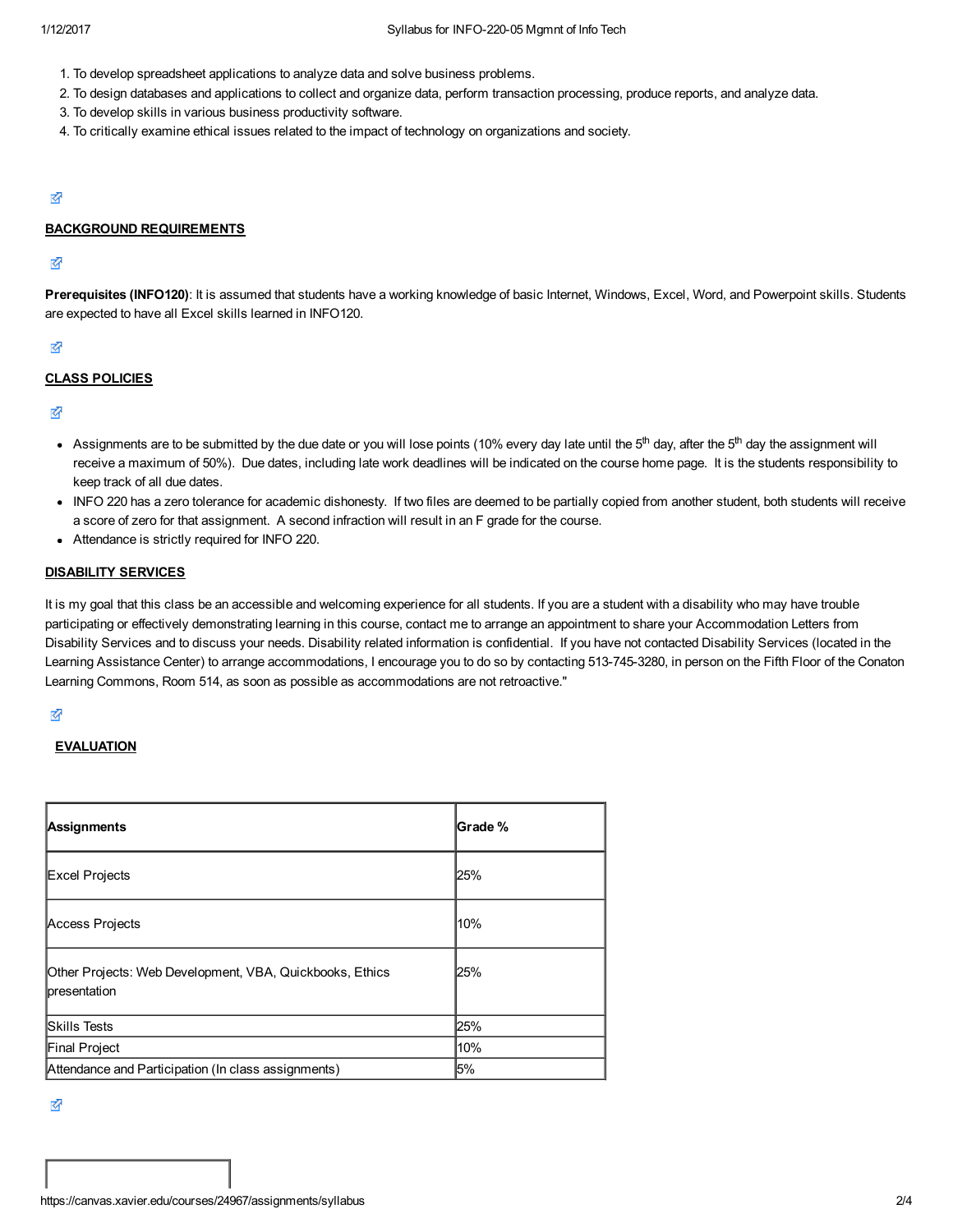1. To develop spreadsheet applications to analyze data and solve business problems.
2. To design databases and applications to collect and organize data, perform transaction processing, produce reports, and analyze data.
3. To develop skills in various business productivity software.
4. To critically examine ethical issues related to the impact of technology on organizations and society.

## BACKGROUND REQUIREMENTS

**Prerequisites (INFO120)**: It is assumed that students have a working knowledge of basic Internet, Windows, Excel, Word, and Powerpoint skills. Students are expected to have all Excel skills learned in INFO120.

## CLASS POLICIES

- Assignments are to be submitted by the due date or you will lose points (10% every day late until the 5th day, after the 5th day the assignment will receive a maximum of 50%). Due dates, including late work deadlines will be indicated on the course home page. It is the students responsibility to keep track of all due dates.
- INFO 220 has a zero tolerance for academic dishonesty. If two files are deemed to be partially copied from another student, both students will receive a score of zero for that assignment. A second infraction will result in an F grade for the course.
- Attendance is strictly required for INFO 220.

## DISABILITY SERVICES

It is my goal that this class be an accessible and welcoming experience for all students. If you are a student with a disability who may have trouble participating or effectively demonstrating learning in this course, contact me to arrange an appointment to share your Accommodation Letters from Disability Services and to discuss your needs. Disability related information is confidential. If you have not contacted Disability Services (located in the Learning Assistance Center) to arrange accommodations, I encourage you to do so by contacting 513-745-3280, in person on the Fifth Floor of the Conaton Learning Commons, Room 514, as soon as possible as accommodations are not retroactive."

## EVALUATION

| Assignments | Grade % |
|---|---|
| Excel Projects | 25% |
| Access Projects | 10% |
| Other Projects: Web Development, VBA, Quickbooks, Ethics presentation | 25% |
| Skills Tests | 25% |
| Final Project | 10% |
| Attendance and Participation (In class assignments) | 5% |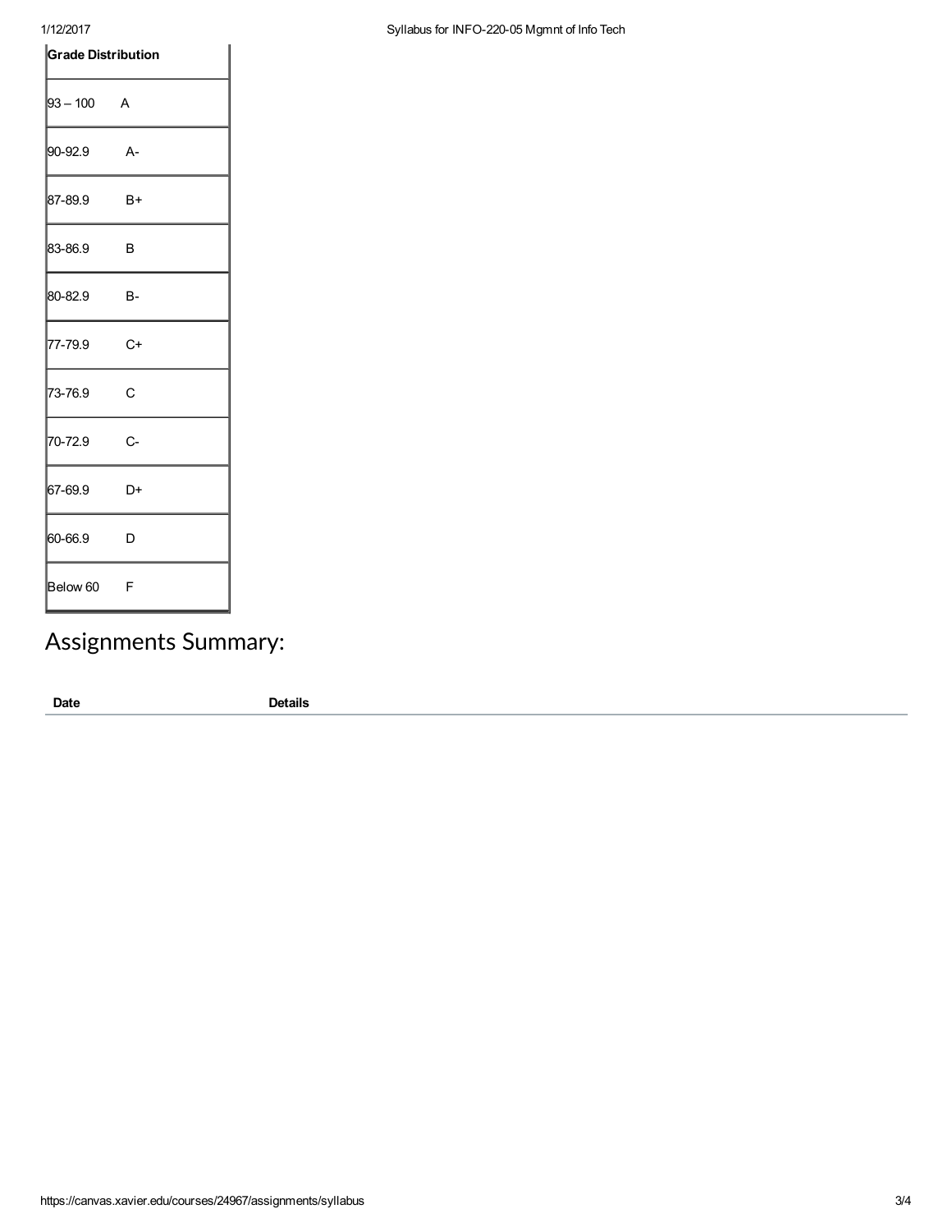| Grade Distribution | |
| --- | --- |
| 93 – 100 | A |
| 90-92.9 | A- |
| 87-89.9 | B+ |
| 83-86.9 | B |
| 80-82.9 | B- |
| 77-79.9 | C+ |
| 73-76.9 | C |
| 70-72.9 | C- |
| 67-69.9 | D+ |
| 60-66.9 | D |
| Below 60 | F |

# Assignments Summary:

| Date | Details |
| --- | --- |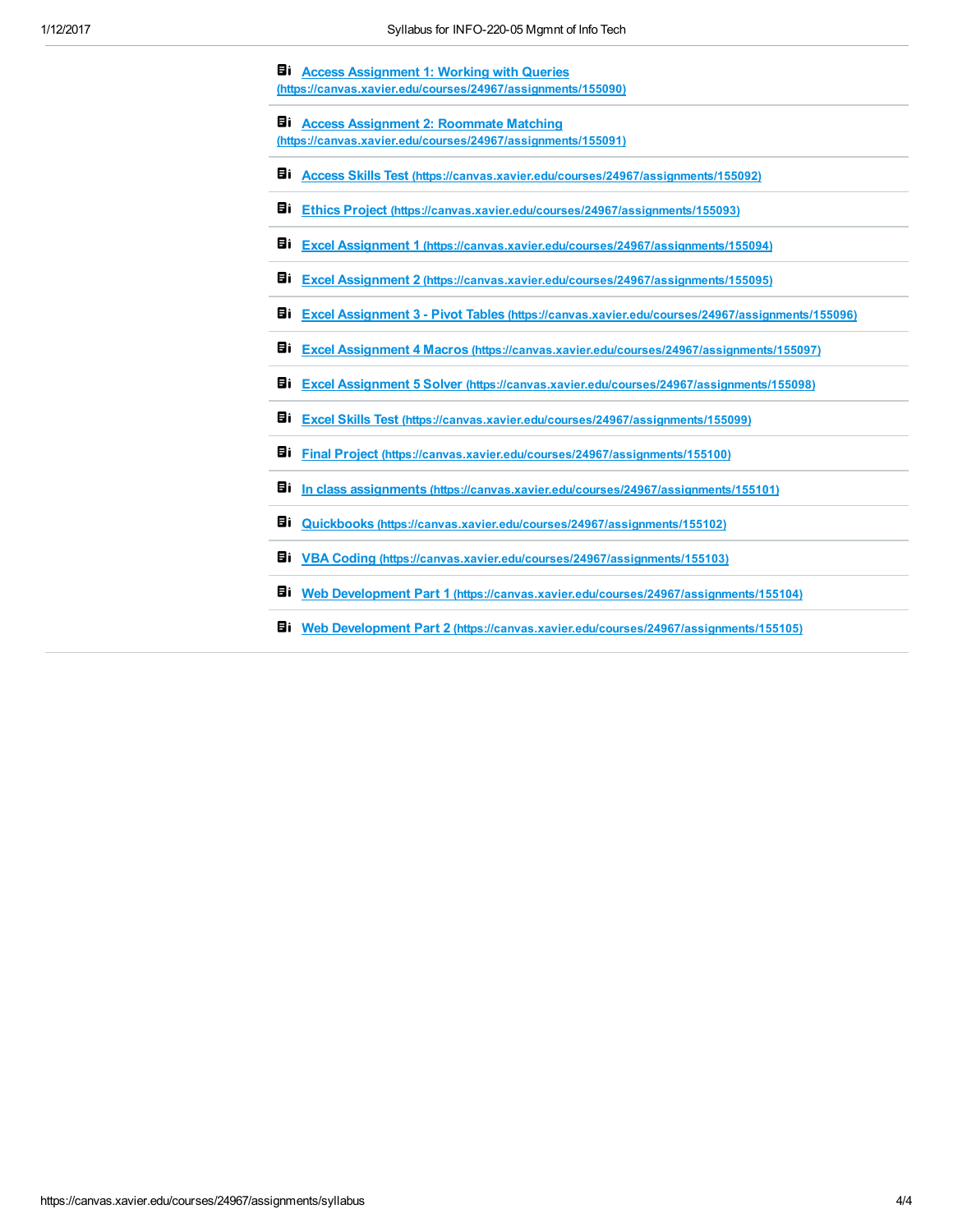- [Access Assignment 1: Working with Queries](https://canvas.xavier.edu/courses/24967/assignments/155090) (https://canvas.xavier.edu/courses/24967/assignments/155090)
- [Access Assignment 2: Roommate Matching](https://canvas.xavier.edu/courses/24967/assignments/155091) (https://canvas.xavier.edu/courses/24967/assignments/155091)
- [Access Skills Test](https://canvas.xavier.edu/courses/24967/assignments/155092) (https://canvas.xavier.edu/courses/24967/assignments/155092)
- [Ethics Project](https://canvas.xavier.edu/courses/24967/assignments/155093) (https://canvas.xavier.edu/courses/24967/assignments/155093)
- [Excel Assignment 1](https://canvas.xavier.edu/courses/24967/assignments/155094) (https://canvas.xavier.edu/courses/24967/assignments/155094)
- [Excel Assignment 2](https://canvas.xavier.edu/courses/24967/assignments/155095) (https://canvas.xavier.edu/courses/24967/assignments/155095)
- [Excel Assignment 3 - Pivot Tables](https://canvas.xavier.edu/courses/24967/assignments/155096) (https://canvas.xavier.edu/courses/24967/assignments/155096)
- [Excel Assignment 4 Macros](https://canvas.xavier.edu/courses/24967/assignments/155097) (https://canvas.xavier.edu/courses/24967/assignments/155097)
- [Excel Assignment 5 Solver](https://canvas.xavier.edu/courses/24967/assignments/155098) (https://canvas.xavier.edu/courses/24967/assignments/155098)
- [Excel Skills Test](https://canvas.xavier.edu/courses/24967/assignments/155099) (https://canvas.xavier.edu/courses/24967/assignments/155099)
- [Final Project](https://canvas.xavier.edu/courses/24967/assignments/155100) (https://canvas.xavier.edu/courses/24967/assignments/155100)
- [In class assignments](https://canvas.xavier.edu/courses/24967/assignments/155101) (https://canvas.xavier.edu/courses/24967/assignments/155101)
- [Quickbooks](https://canvas.xavier.edu/courses/24967/assignments/155102) (https://canvas.xavier.edu/courses/24967/assignments/155102)
- [VBA Coding](https://canvas.xavier.edu/courses/24967/assignments/155103) (https://canvas.xavier.edu/courses/24967/assignments/155103)
- [Web Development Part 1](https://canvas.xavier.edu/courses/24967/assignments/155104) (https://canvas.xavier.edu/courses/24967/assignments/155104)
- [Web Development Part 2](https://canvas.xavier.edu/courses/24967/assignments/155105) (https://canvas.xavier.edu/courses/24967/assignments/155105)